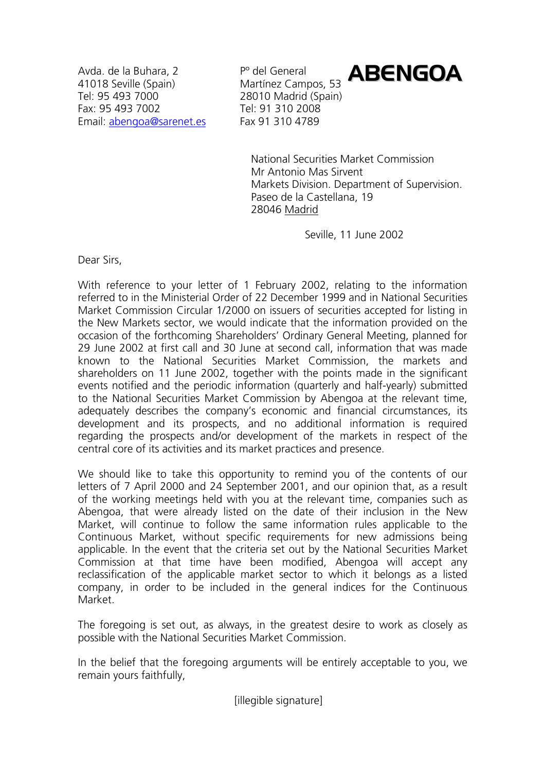Avda. de la Buhara, 2
41018 Seville (Spain)
Tel: 95 493 7000
Fax: 95 493 7002
Email: abengoa@sarenet.es

Pº del General
Martínez Campos, 53
28010 Madrid (Spain)
Tel: 91 310 2008
Fax 91 310 4789

**ABENGOA**

National Securities Market Commission
Mr Antonio Mas Sirvent
Markets Division. Department of Supervision.
Paseo de la Castellana, 19
28046 Madrid

Seville, 11 June 2002

Dear Sirs,

With reference to your letter of 1 February 2002, relating to the information referred to in the Ministerial Order of 22 December 1999 and in National Securities Market Commission Circular 1/2000 on issuers of securities accepted for listing in the New Markets sector, we would indicate that the information provided on the occasion of the forthcoming Shareholders' Ordinary General Meeting, planned for 29 June 2002 at first call and 30 June at second call, information that was made known to the National Securities Market Commission, the markets and shareholders on 11 June 2002, together with the points made in the significant events notified and the periodic information (quarterly and half-yearly) submitted to the National Securities Market Commission by Abengoa at the relevant time, adequately describes the company's economic and financial circumstances, its development and its prospects, and no additional information is required regarding the prospects and/or development of the markets in respect of the central core of its activities and its market practices and presence.

We should like to take this opportunity to remind you of the contents of our letters of 7 April 2000 and 24 September 2001, and our opinion that, as a result of the working meetings held with you at the relevant time, companies such as Abengoa, that were already listed on the date of their inclusion in the New Market, will continue to follow the same information rules applicable to the Continuous Market, without specific requirements for new admissions being applicable. In the event that the criteria set out by the National Securities Market Commission at that time have been modified, Abengoa will accept any reclassification of the applicable market sector to which it belongs as a listed company, in order to be included in the general indices for the Continuous Market.

The foregoing is set out, as always, in the greatest desire to work as closely as possible with the National Securities Market Commission.

In the belief that the foregoing arguments will be entirely acceptable to you, we remain yours faithfully,

[illegible signature]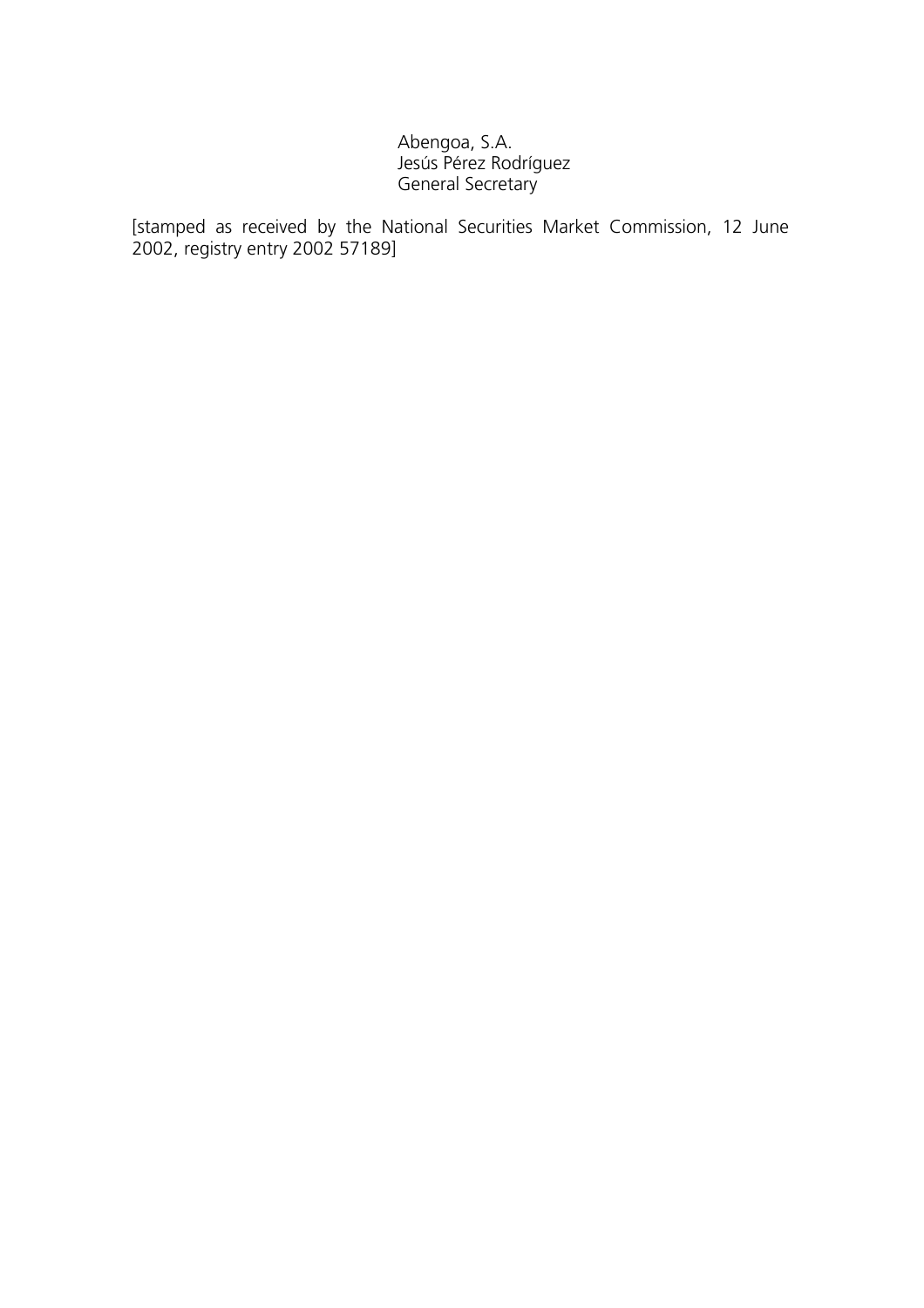Abengoa, S.A.
Jesús Pérez Rodríguez
General Secretary

[stamped as received by the National Securities Market Commission, 12 June 2002, registry entry 2002 57189]